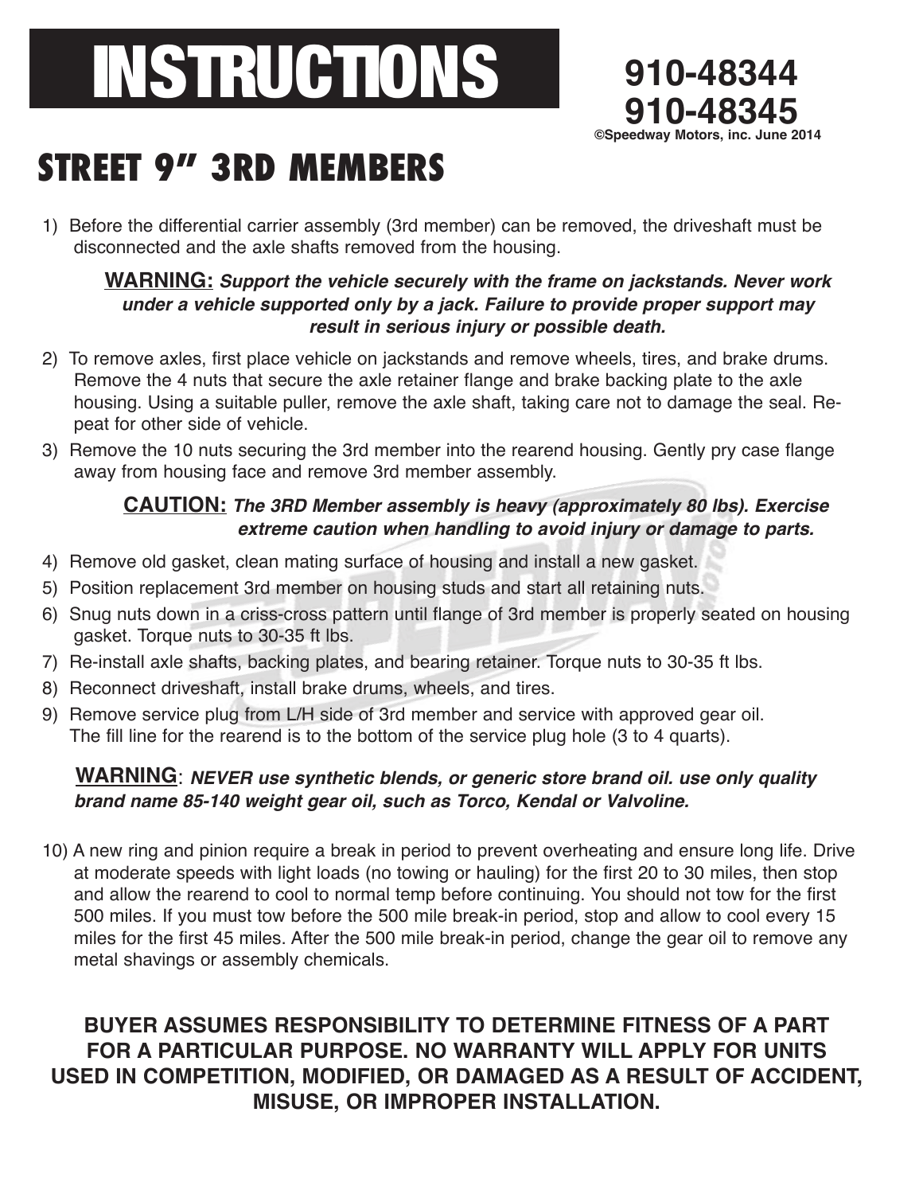# INSTRUCTIONS

**910-48344**
**910-48345**
**©Speedway Motors, inc. June 2014**

## STREET 9" 3RD MEMBERS

1) Before the differential carrier assembly (3rd member) can be removed, the driveshaft must be disconnected and the axle shafts removed from the housing.

**WARNING:** ***Support the vehicle securely with the frame on jackstands. Never work under a vehicle supported only by a jack. Failure to provide proper support may result in serious injury or possible death.***

2) To remove axles, first place vehicle on jackstands and remove wheels, tires, and brake drums. Remove the 4 nuts that secure the axle retainer flange and brake backing plate to the axle housing. Using a suitable puller, remove the axle shaft, taking care not to damage the seal. Repeat for other side of vehicle.
3) Remove the 10 nuts securing the 3rd member into the rearend housing. Gently pry case flange away from housing face and remove 3rd member assembly.

**CAUTION:** ***The 3RD Member assembly is heavy (approximately 80 lbs). Exercise extreme caution when handling to avoid injury or damage to parts.***

4) Remove old gasket, clean mating surface of housing and install a new gasket.
5) Position replacement 3rd member on housing studs and start all retaining nuts.
6) Snug nuts down in a criss-cross pattern until flange of 3rd member is properly seated on housing gasket. Torque nuts to 30-35 ft lbs.
7) Re-install axle shafts, backing plates, and bearing retainer. Torque nuts to 30-35 ft lbs.
8) Reconnect driveshaft, install brake drums, wheels, and tires.
9) Remove service plug from L/H side of 3rd member and service with approved gear oil. The fill line for the rearend is to the bottom of the service plug hole (3 to 4 quarts).

**WARNING**: ***NEVER use synthetic blends, or generic store brand oil. use only quality brand name 85-140 weight gear oil, such as Torco, Kendal or Valvoline.***

10) A new ring and pinion require a break in period to prevent overheating and ensure long life. Drive at moderate speeds with light loads (no towing or hauling) for the first 20 to 30 miles, then stop and allow the rearend to cool to normal temp before continuing. You should not tow for the first 500 miles. If you must tow before the 500 mile break-in period, stop and allow to cool every 15 miles for the first 45 miles. After the 500 mile break-in period, change the gear oil to remove any metal shavings or assembly chemicals.

**BUYER ASSUMES RESPONSIBILITY TO DETERMINE FITNESS OF A PART FOR A PARTICULAR PURPOSE. NO WARRANTY WILL APPLY FOR UNITS USED IN COMPETITION, MODIFIED, OR DAMAGED AS A RESULT OF ACCIDENT, MISUSE, OR IMPROPER INSTALLATION.**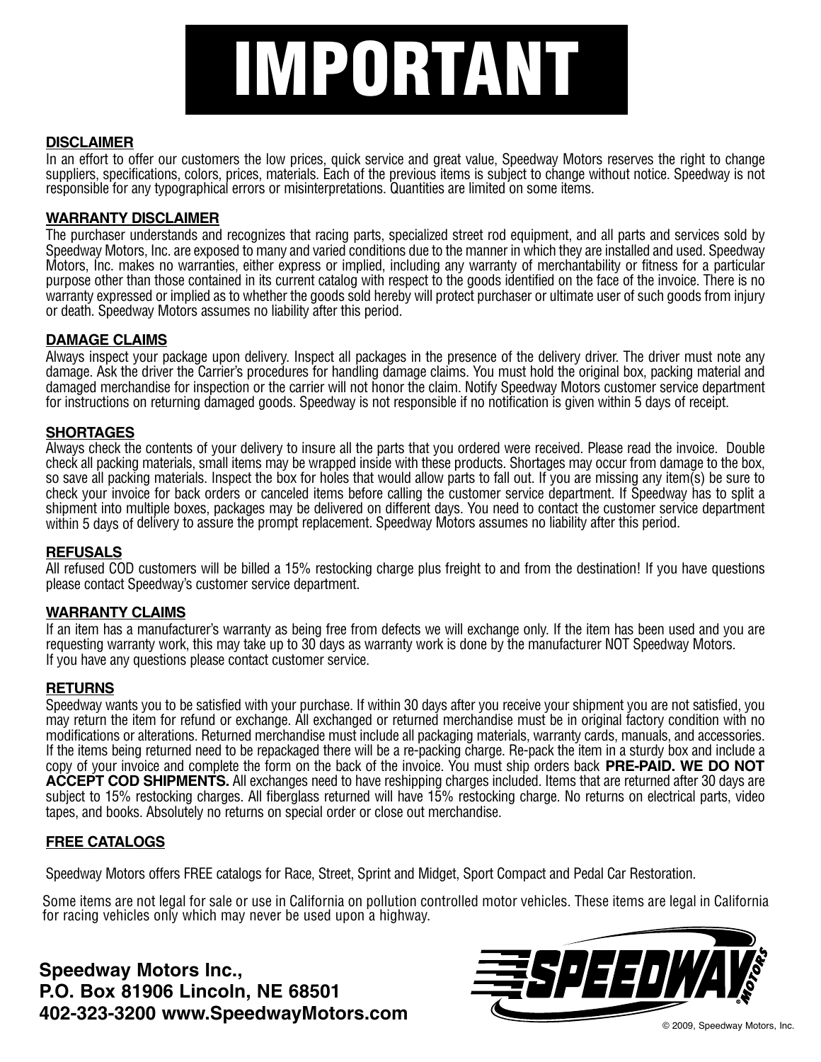# IMPORTANT

**DISCLAIMER**

In an effort to offer our customers the low prices, quick service and great value, Speedway Motors reserves the right to change suppliers, specifications, colors, prices, materials. Each of the previous items is subject to change without notice. Speedway is not responsible for any typographical errors or misinterpretations. Quantities are limited on some items.

**WARRANTY DISCLAIMER**

The purchaser understands and recognizes that racing parts, specialized street rod equipment, and all parts and services sold by Speedway Motors, Inc. are exposed to many and varied conditions due to the manner in which they are installed and used. Speedway Motors, Inc. makes no warranties, either express or implied, including any warranty of merchantability or fitness for a particular purpose other than those contained in its current catalog with respect to the goods identified on the face of the invoice. There is no warranty expressed or implied as to whether the goods sold hereby will protect purchaser or ultimate user of such goods from injury or death. Speedway Motors assumes no liability after this period.

**DAMAGE CLAIMS**

Always inspect your package upon delivery. Inspect all packages in the presence of the delivery driver. The driver must note any damage. Ask the driver the Carrier's procedures for handling damage claims. You must hold the original box, packing material and damaged merchandise for inspection or the carrier will not honor the claim. Notify Speedway Motors customer service department for instructions on returning damaged goods. Speedway is not responsible if no notification is given within 5 days of receipt.

**SHORTAGES**

Always check the contents of your delivery to insure all the parts that you ordered were received. Please read the invoice. Double check all packing materials, small items may be wrapped inside with these products. Shortages may occur from damage to the box, so save all packing materials. Inspect the box for holes that would allow parts to fall out. If you are missing any item(s) be sure to check your invoice for back orders or canceled items before calling the customer service department. If Speedway has to split a shipment into multiple boxes, packages may be delivered on different days. You need to contact the customer service department within 5 days of delivery to assure the prompt replacement. Speedway Motors assumes no liability after this period.

**REFUSALS**

All refused COD customers will be billed a 15% restocking charge plus freight to and from the destination! If you have questions please contact Speedway's customer service department.

**WARRANTY CLAIMS**

If an item has a manufacturer's warranty as being free from defects we will exchange only. If the item has been used and you are requesting warranty work, this may take up to 30 days as warranty work is done by the manufacturer NOT Speedway Motors.
If you have any questions please contact customer service.

**RETURNS**

Speedway wants you to be satisfied with your purchase. If within 30 days after you receive your shipment you are not satisfied, you may return the item for refund or exchange. All exchanged or returned merchandise must be in original factory condition with no modifications or alterations. Returned merchandise must include all packaging materials, warranty cards, manuals, and accessories. If the items being returned need to be repackaged there will be a re-packing charge. Re-pack the item in a sturdy box and include a copy of your invoice and complete the form on the back of the invoice. You must ship orders back **PRE-PAID. WE DO NOT ACCEPT COD SHIPMENTS.** All exchanges need to have reshipping charges included. Items that are returned after 30 days are subject to 15% restocking charges. All fiberglass returned will have 15% restocking charge. No returns on electrical parts, video tapes, and books. Absolutely no returns on special order or close out merchandise.

**FREE CATALOGS**

Speedway Motors offers FREE catalogs for Race, Street, Sprint and Midget, Sport Compact and Pedal Car Restoration.

Some items are not legal for sale or use in California on pollution controlled motor vehicles. These items are legal in California for racing vehicles only which may never be used upon a highway.

**Speedway Motors Inc.,**
**P.O. Box 81906 Lincoln, NE 68501**
**402-323-3200 www.SpeedwayMotors.com**

SPEEDWAY MOTORS

© 2009, Speedway Motors, Inc.